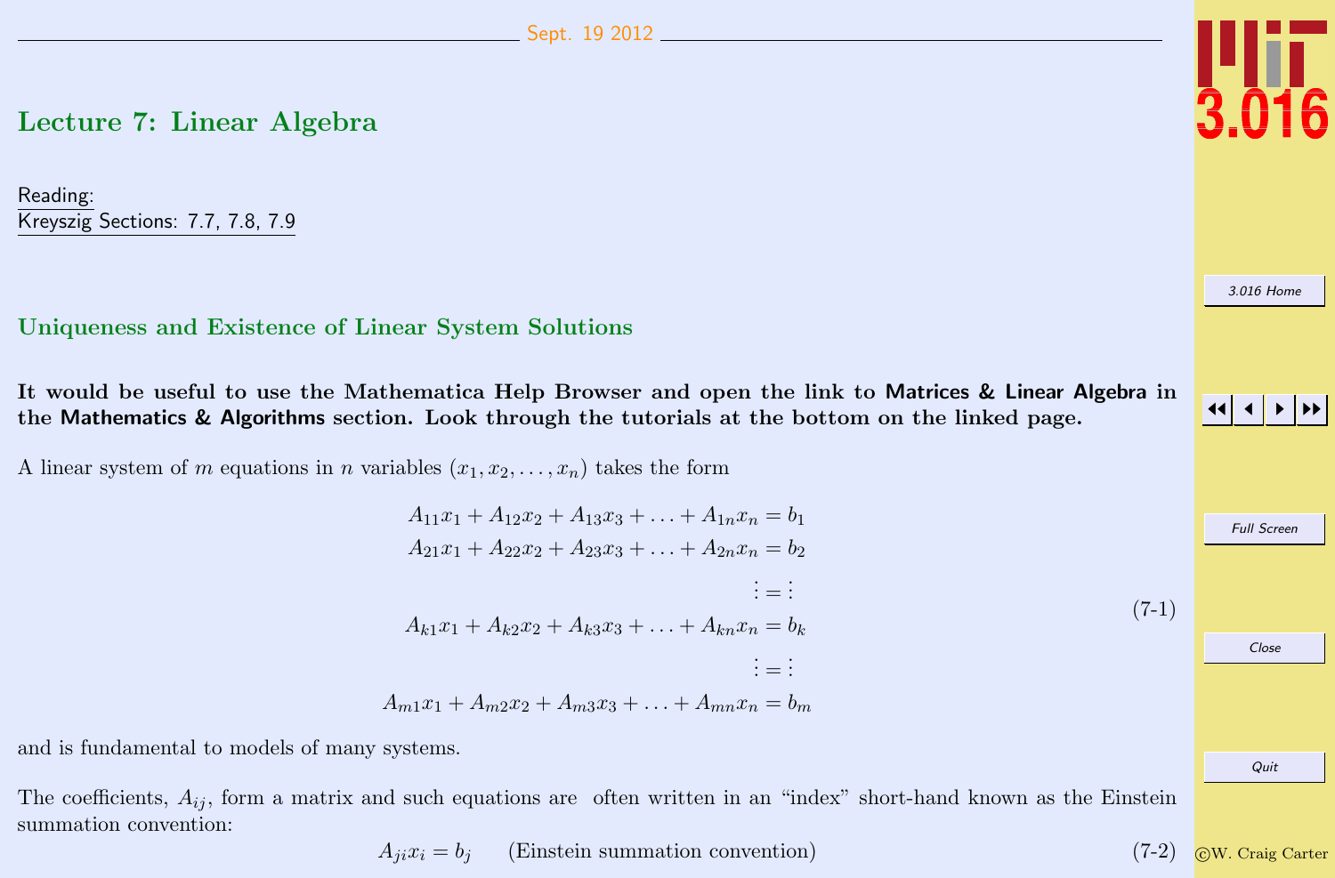# Lecture 7: Linear Algebra

Reading:
Kreyszig Sections: 7.7, 7.8, 7.9

## Uniqueness and Existence of Linear System Solutions

**It would be useful to use the Mathematica Help Browser and open the link to Matrices & Linear Algebra in the Mathematics & Algorithms section. Look through the tutorials at the bottom on the linked page.**

A linear system of $m$ equations in $n$ variables $(x_1, x_2, \ldots, x_n)$ takes the form

$$
\begin{aligned}
A_{11}x_1 + A_{12}x_2 + A_{13}x_3 + \ldots + A_{1n}x_n &= b_1 \\
A_{21}x_1 + A_{22}x_2 + A_{23}x_3 + \ldots + A_{2n}x_n &= b_2 \\
\vdots &= \vdots \\
A_{k1}x_1 + A_{k2}x_2 + A_{k3}x_3 + \ldots + A_{kn}x_n &= b_k \\
\vdots &= \vdots \\
A_{m1}x_1 + A_{m2}x_2 + A_{m3}x_3 + \ldots + A_{mn}x_n &= b_m
\end{aligned}
\tag{7-1}
$$

and is fundamental to models of many systems.

The coefficients, $A_{ij}$, form a matrix and such equations are often written in an "index" short-hand known as the Einstein summation convention:

$$A_{ji}x_i = b_j \qquad \text{(Einstein summation convention)} \tag{7-2}$$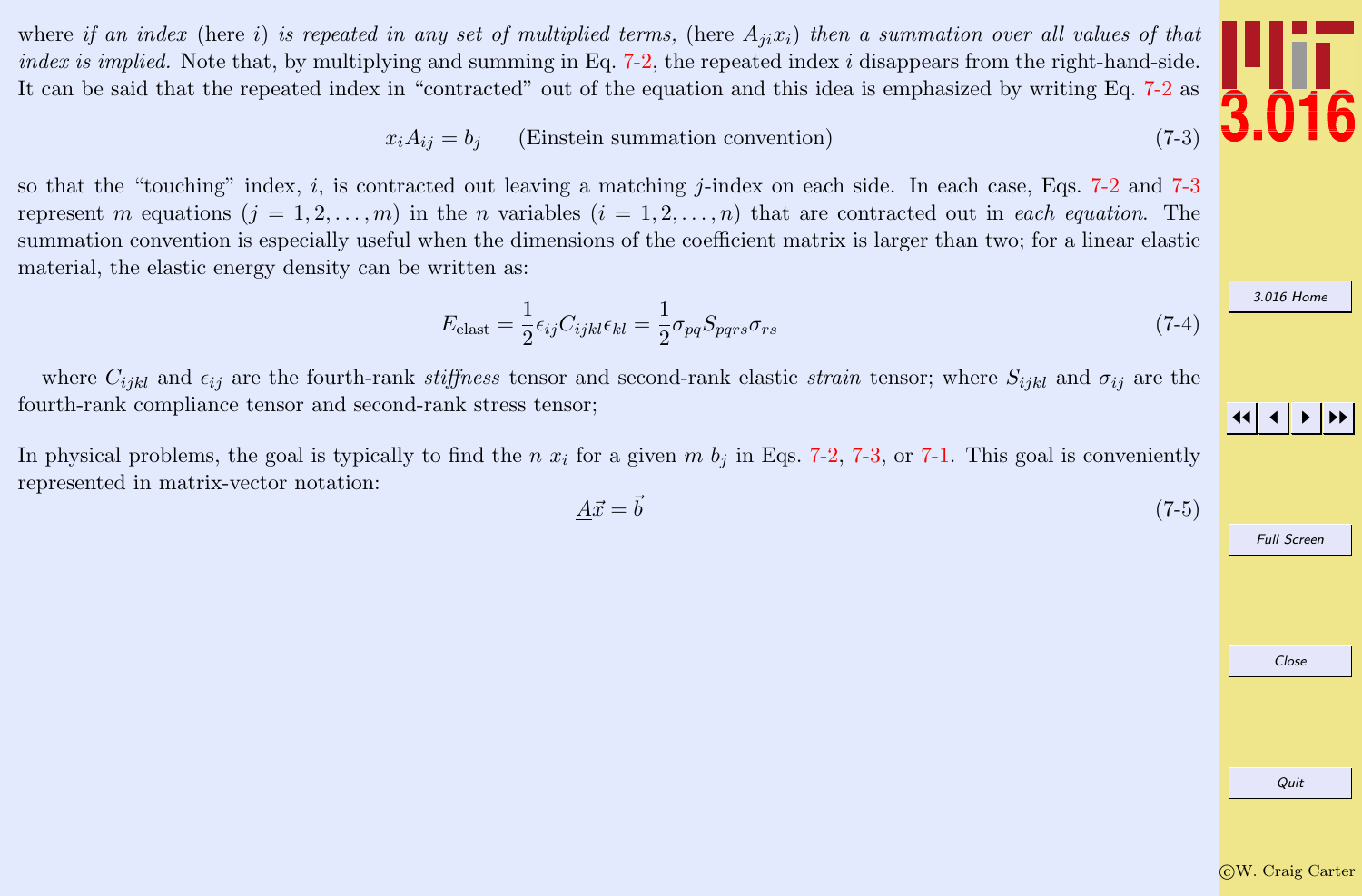where *if an index* (here $i$) *is repeated in any set of multiplied terms,* (here $A_{ji}x_i$) *then a summation over all values of that index is implied.* Note that, by multiplying and summing in Eq. 7-2, the repeated index $i$ disappears from the right-hand-side. It can be said that the repeated index in "contracted" out of the equation and this idea is emphasized by writing Eq. 7-2 as

$$x_i A_{ij} = b_j \qquad \text{(Einstein summation convention)} \tag{7-3}$$

so that the "touching" index, $i$, is contracted out leaving a matching $j$-index on each side. In each case, Eqs. 7-2 and 7-3 represent $m$ equations ($j = 1, 2, \ldots, m$) in the $n$ variables ($i = 1, 2, \ldots, n$) that are contracted out in *each equation.* The summation convention is especially useful when the dimensions of the coefficient matrix is larger than two; for a linear elastic material, the elastic energy density can be written as:

$$E_{\text{elast}} = \frac{1}{2}\epsilon_{ij}C_{ijkl}\epsilon_{kl} = \frac{1}{2}\sigma_{pq}S_{pqrs}\sigma_{rs} \tag{7-4}$$

where $C_{ijkl}$ and $\epsilon_{ij}$ are the fourth-rank *stiffness* tensor and second-rank elastic *strain* tensor; where $S_{ijkl}$ and $\sigma_{ij}$ are the fourth-rank compliance tensor and second-rank stress tensor;

In physical problems, the goal is typically to find the $n$ $x_i$ for a given $m$ $b_j$ in Eqs. 7-2, 7-3, or 7-1. This goal is conveniently represented in matrix-vector notation:

$$\underline{A}\vec{x} = \vec{b} \tag{7-5}$$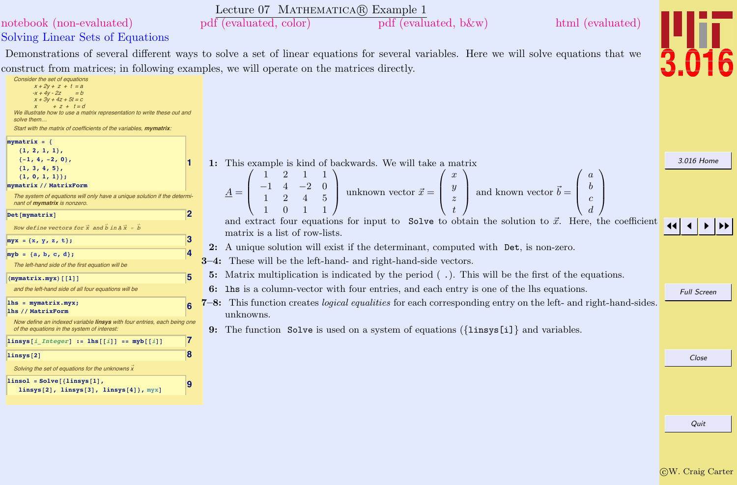# Lecture 07 Mathematica® Example 1

notebook (non-evaluated) pdf (evaluated, color) pdf (evaluated, b&w) html (evaluated)

## Solving Linear Sets of Equations

Demonstrations of several different ways to solve a set of linear equations for several variables. Here we will solve equations that we construct from matrices; in following examples, we will operate on the matrices directly.

*Consider the set of equations*

$$
\begin{aligned}
x + 2y + z + t &= a\\
-x + 4y - 2z &= b\\
x + 3y + 4z + 5t &= c\\
x + z + t &= d
\end{aligned}
$$

*We illustrate how to use a matrix representation to write these out and solve them...*

*Start with the matrix of coefficients of the variables,* ***mymatrix****:*

```
mymatrix = {
   {1, 2, 1, 1},
   {-1, 4, -2, 0},
   {1, 3, 4, 5},
   {1, 0, 1, 1}};
mymatrix // MatrixForm
```
(1)

*The system of equations will only have a unique solution if the determinant of* ***mymatrix*** *is nonzero.*

```
Det[mymatrix]
```
(2)

*Now define vectors for $\vec{x}$ and $\vec{b}$ in $\underline{A}\,\vec{x} = \vec{b}$*

```
myx = {x, y, z, t};
```
(3)

```
myb = {a, b, c, d};
```
(4)

*The left-hand side of the first equation will be*

```
(mymatrix.myx)[[1]]
```
(5)

*and the left-hand side of all four equations will be*

```
lhs = mymatrix.myx;
lhs // MatrixForm
```
(6)

*Now define an indexed variable* ***linsys*** *with four entries, each being one of the equations in the system of interest:*

```
linsys[i_Integer] := lhs[[i]] == myb[[i]]
```
(7)

```
linsys[2]
```
(8)

*Solving the set of equations for the unknowns $\vec{x}$*

```
linsol = Solve[{linsys[1],
   linsys[2], linsys[3], linsys[4]}, myx]
```
(9)

**1:** This example is kind of backwards. We will take a matrix

$$
\underline{A} = \begin{pmatrix} 1 & 2 & 1 & 1\\ -1 & 4 & -2 & 0\\ 1 & 2 & 4 & 5\\ 1 & 0 & 1 & 1 \end{pmatrix}
\text{ unknown vector } \vec{x} = \begin{pmatrix} x\\ y\\ z\\ t \end{pmatrix}
\text{ and known vector } \vec{b} = \begin{pmatrix} a\\ b\\ c\\ d \end{pmatrix}
$$

and extract four equations for input to `Solve` to obtain the solution to $\vec{x}$. Here, the coefficient matrix is a list of row-lists.

**2:** A unique solution will exist if the determinant, computed with `Det`, is non-zero.

**3–4:** These will be the left-hand- and right-hand-side vectors.

**5:** Matrix multiplication is indicated by the period ( `.`). This will be the first of the equations.

**6:** `lhs` is a column-vector with four entries, and each entry is one of the lhs equations.

**7–8:** This function creates *logical equalities* for each corresponding entry on the left- and right-hand-sides. unknowns.

**9:** The function `Solve` is used on a system of equations ({`linsys[i]`} and variables.

3.016 Home

Full Screen

Close

Quit

©W. Craig Carter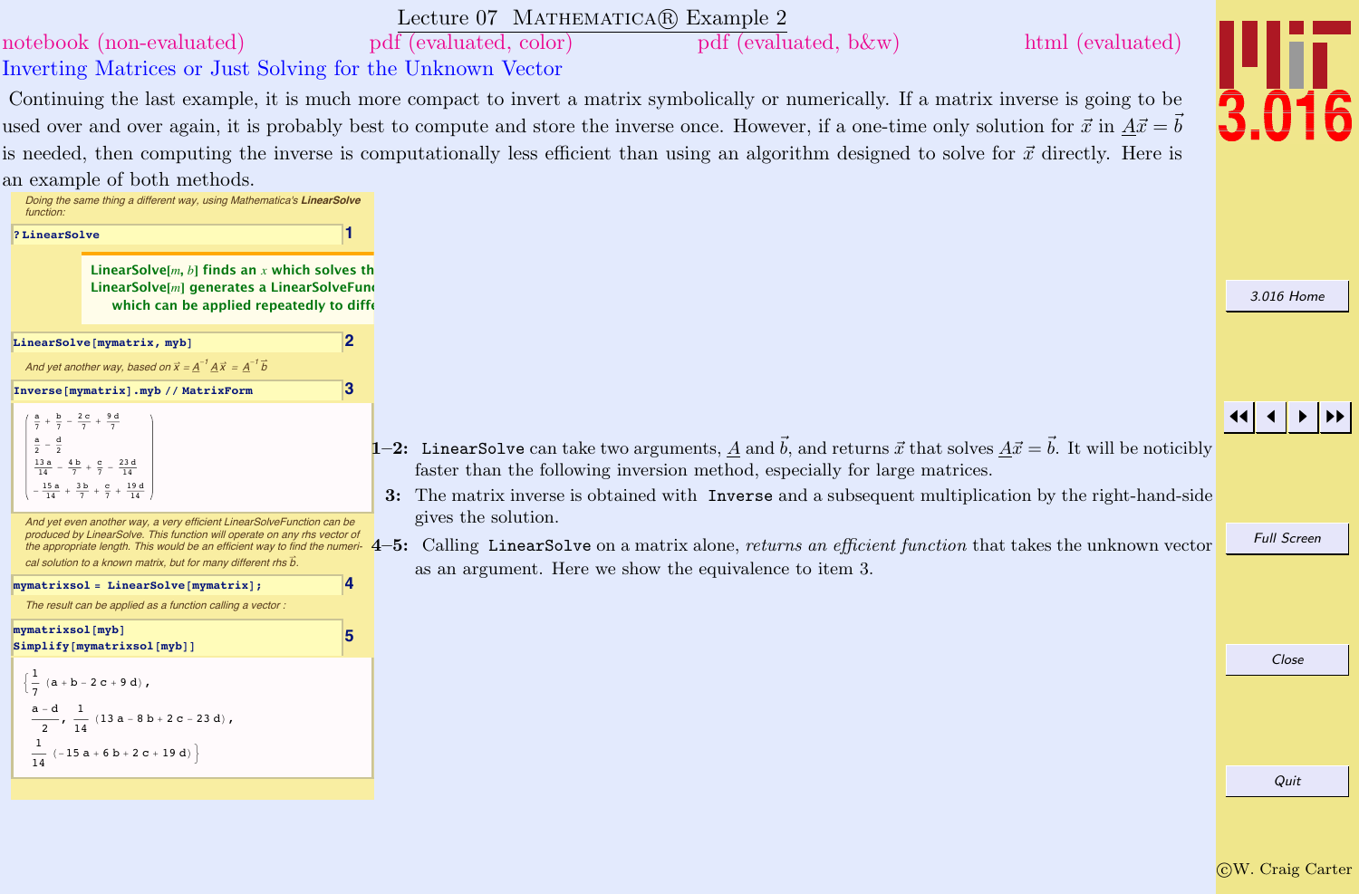# Lecture 07 MATHEMATICA® Example 2

notebook (non-evaluated) pdf (evaluated, color) pdf (evaluated, b&w) html (evaluated)

## Inverting Matrices or Just Solving for the Unknown Vector

Continuing the last example, it is much more compact to invert a matrix symbolically or numerically. If a matrix inverse is going to be used over and over again, it is probably best to compute and store the inverse once. However, if a one-time only solution for $\vec{x}$ in $\underline{A}\vec{x} = \vec{b}$ is needed, then computing the inverse is computationally less efficient than using an algorithm designed to solve for $\vec{x}$ directly. Here is an example of both methods.

*Doing the same thing a different way, using Mathematica's **LinearSolve** function:*

```
?LinearSolve
```
(1)

LinearSolve[$m$, $b$] finds an $x$ which solves th
LinearSolve[$m$] generates a LinearSolveFun
which can be applied repeatedly to diff

```
LinearSolve[mymatrix, myb]
```
(2)

*And yet another way, based on $\vec{x} = \underline{A}^{-1}\underline{A}\vec{x} = \underline{A}^{-1}\vec{b}$*

```
Inverse[mymatrix].myb // MatrixForm
```
(3)

$$\begin{pmatrix} \frac{a}{7} + \frac{b}{7} - \frac{2c}{7} + \frac{9d}{7} \\ \frac{a}{2} - \frac{d}{2} \\ \frac{13a}{14} - \frac{4b}{7} + \frac{c}{7} - \frac{23d}{14} \\ -\frac{15a}{14} + \frac{3b}{7} + \frac{c}{7} + \frac{19d}{14} \end{pmatrix}$$

*And yet even another way, a very efficient LinearSolveFunction can be produced by LinearSolve. This function will operate on any rhs vector of the appropriate length. This would be an efficient way to find the numerical solution to a known matrix, but for many different rhs $\vec{b}$.*

```
mymatrixsol = LinearSolve[mymatrix];
```
(4)

*The result can be applied as a function calling a vector :*

```
mymatrixsol[myb]
Simplify[mymatrixsol[myb]]
```
(5)

$$\left\{\frac{1}{7}(a + b - 2c + 9d), \frac{a-d}{2}, \frac{1}{14}(13a - 8b + 2c - 23d), \frac{1}{14}(-15a + 6b + 2c + 19d)\right\}$$

**1–2:** `LinearSolve` can take two arguments, $\underline{A}$ and $\vec{b}$, and returns $\vec{x}$ that solves $\underline{A}\vec{x} = \vec{b}$. It will be noticibly faster than the following inversion method, especially for large matrices.

**3:** The matrix inverse is obtained with `Inverse` and a subsequent multiplication by the right-hand-side gives the solution.

**4–5:** Calling `LinearSolve` on a matrix alone, *returns an efficient function* that takes the unknown vector as an argument. Here we show the equivalence to item 3.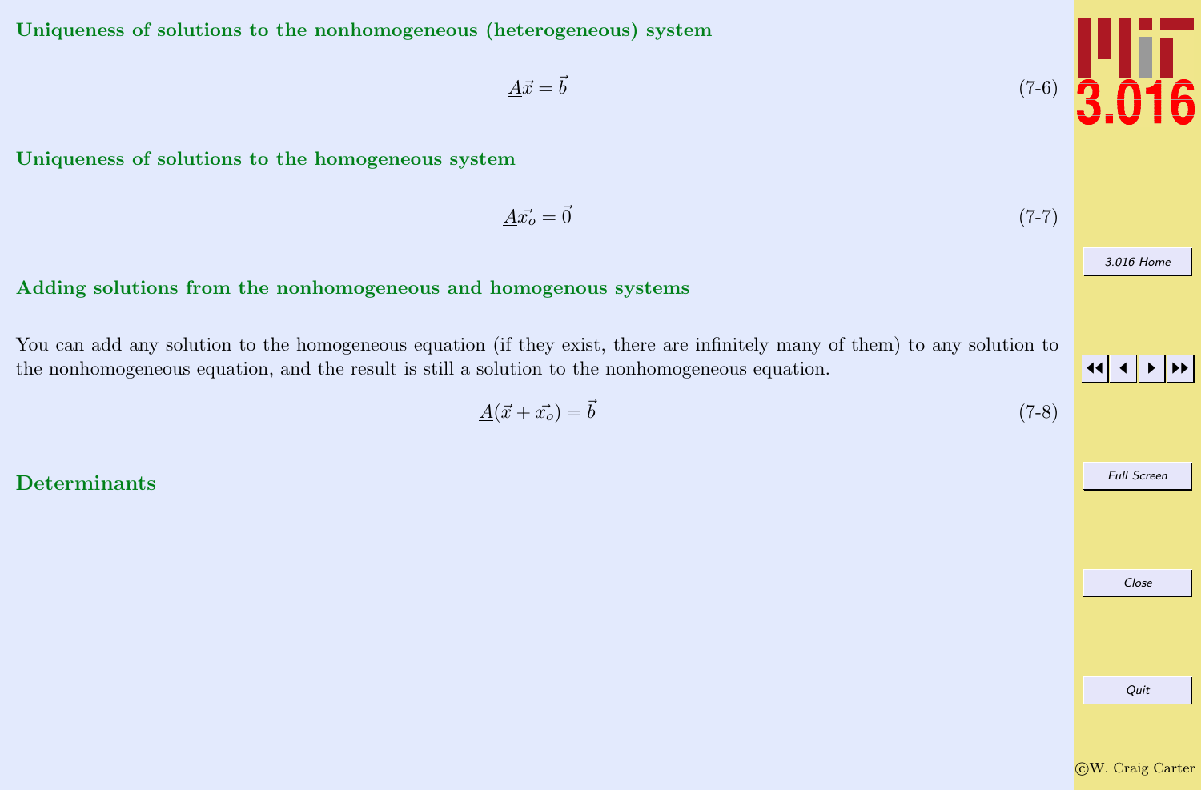### Uniqueness of solutions to the nonhomogeneous (heterogeneous) system

$$\underline{A}\vec{x} = \vec{b} \tag{7-6}$$

### Uniqueness of solutions to the homogeneous system

$$\underline{A}\vec{x_o} = \vec{0} \tag{7-7}$$

### Adding solutions from the nonhomogeneous and homogenous systems

You can add any solution to the homogeneous equation (if they exist, there are infinitely many of them) to any solution to the nonhomogeneous equation, and the result is still a solution to the nonhomogeneous equation.

$$\underline{A}(\vec{x} + \vec{x_o}) = \vec{b} \tag{7-8}$$

## Determinants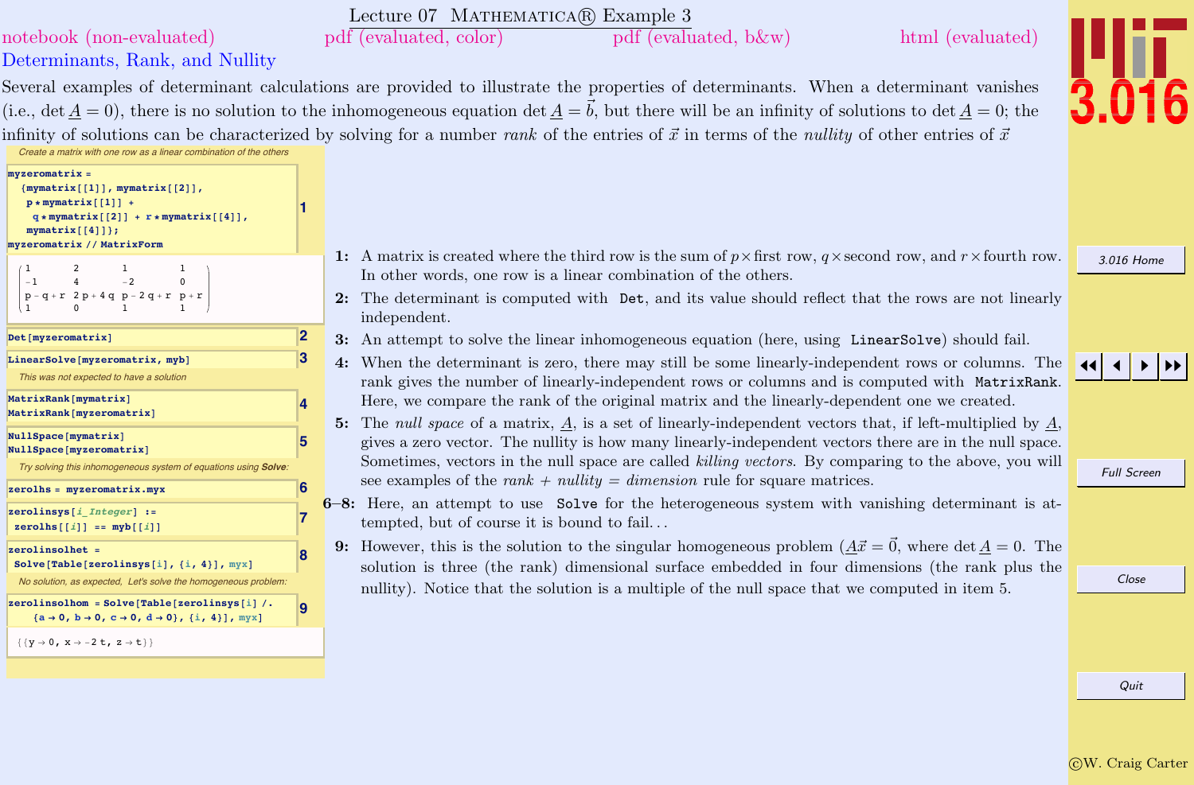# Lecture 07 MATHEMATICA® Example 3

notebook (non-evaluated) pdf (evaluated, color) pdf (evaluated, b&w) html (evaluated)

## Determinants, Rank, and Nullity

Several examples of determinant calculations are provided to illustrate the properties of determinants. When a determinant vanishes (i.e., $\det \underline{A} = 0$), there is no solution to the inhomogeneous equation $\det \underline{A} = \vec{b}$, but there will be an infinity of solutions to $\det \underline{A} = 0$; the infinity of solutions can be characterized by solving for a number *rank* of the entries of $\vec{x}$ in terms of the *nullity* of other entries of $\vec{x}$

*Create a matrix with one row as a linear combination of the others*

```
myzeromatrix =
  {mymatrix[[1]], mymatrix[[2]],
   p*mymatrix[[1]] +
    q*mymatrix[[2]] + r*mymatrix[[4]],
   mymatrix[[4]]};
myzeromatrix // MatrixForm
```
(1)

$$\begin{pmatrix} 1 & 2 & 1 & 1 \\ -1 & 4 & -2 & 0 \\ p-q+r & 2p+4q & p-2q+r & p+r \\ 1 & 0 & 1 & 1 \end{pmatrix}$$

```
Det[myzeromatrix]
```
(2)

```
LinearSolve[myzeromatrix, myb]
```
(3)

*This was not expected to have a solution*

```
MatrixRank[mymatrix]
MatrixRank[myzeromatrix]
```
(4)

```
NullSpace[mymatrix]
NullSpace[myzeromatrix]
```
(5)

*Try solving this inhomogeneous system of equations using* ***Solve****:*

```
zerolhs = myzeromatrix.myx
```
(6)

```
zerolinsys[i_Integer] :=
 zerolhs[[i]] == myb[[i]]
```
(7)

```
zerolinsolhet =
 Solve[Table[zerolinsys[i], {i, 4}], myx]
```
(8)

*No solution, as expected, Let's solve the homogeneous problem:*

```
zerolinsolhom = Solve[Table[zerolinsys[i] /.
    {a → 0, b → 0, c → 0, d → 0}, {i, 4}], myx]
```
(9)

{{y → 0, x → -2 t, z → t}}

**1:** A matrix is created where the third row is the sum of $p\times$first row, $q\times$second row, and $r\times$fourth row. In other words, one row is a linear combination of the others.

**2:** The determinant is computed with `Det`, and its value should reflect that the rows are not linearly independent.

**3:** An attempt to solve the linear inhomogeneous equation (here, using `LinearSolve`) should fail.

**4:** When the determinant is zero, there may still be some linearly-independent rows or columns. The rank gives the number of linearly-independent rows or columns and is computed with `MatrixRank`. Here, we compare the rank of the original matrix and the linearly-dependent one we created.

**5:** The *null space* of a matrix, $\underline{A}$, is a set of linearly-independent vectors that, if left-multiplied by $\underline{A}$, gives a zero vector. The nullity is how many linearly-independent vectors there are in the null space. Sometimes, vectors in the null space are called *killing vectors*. By comparing to the above, you will see examples of the *rank + nullity = dimension* rule for square matrices.

**6–8:** Here, an attempt to use `Solve` for the heterogeneous system with vanishing determinant is attempted, but of course it is bound to fail. . .

**9:** However, this is the solution to the singular homogeneous problem ($\underline{A}\vec{x} = \vec{0}$, where $\det \underline{A} = 0$. The solution is three (the rank) dimensional surface embedded in four dimensions (the rank plus the nullity). Notice that the solution is a multiple of the null space that we computed in item 5.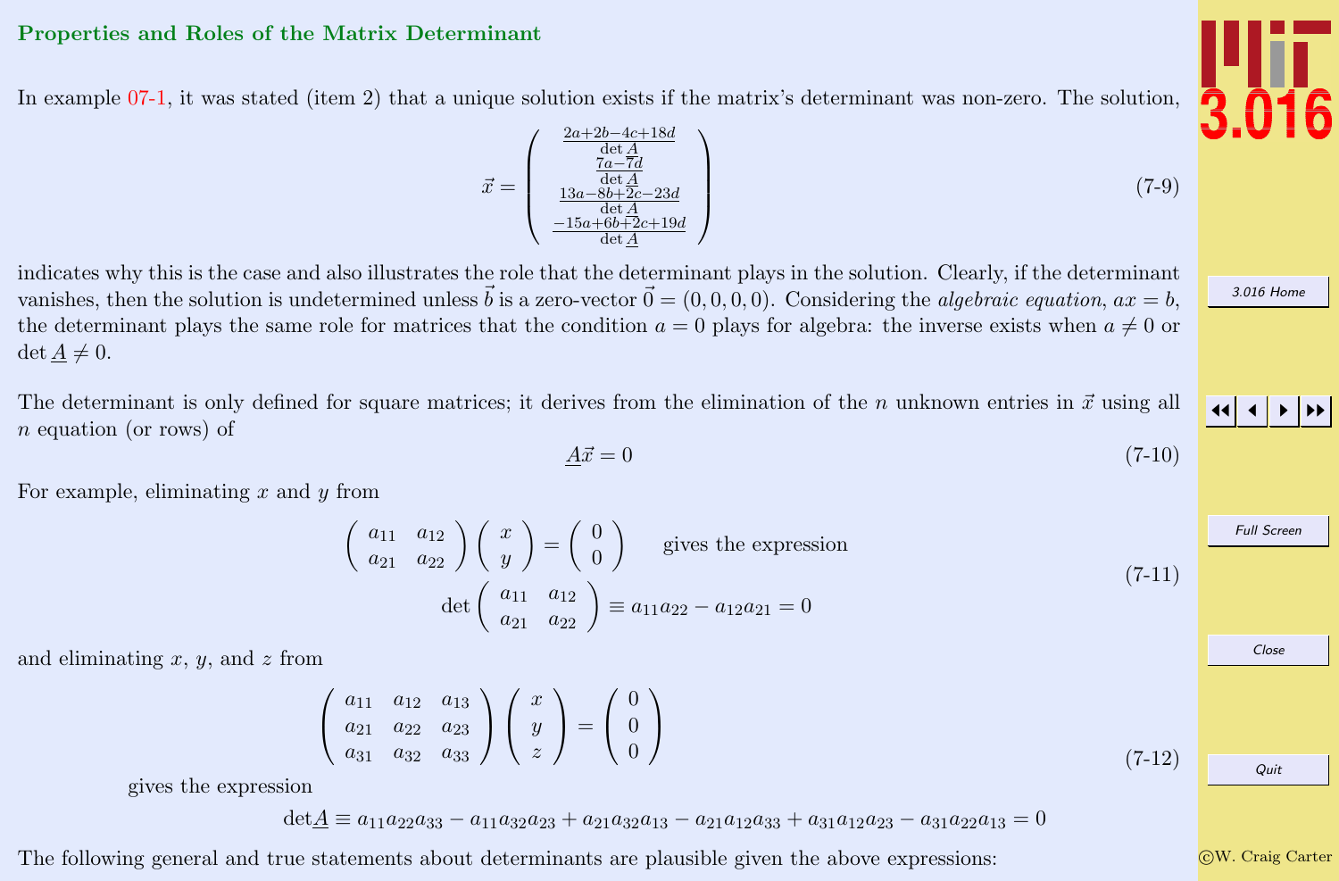## Properties and Roles of the Matrix Determinant

In example 07-1, it was stated (item 2) that a unique solution exists if the matrix's determinant was non-zero. The solution,

$$\vec{x} = \begin{pmatrix} \frac{2a+2b-4c+18d}{\det \underline{A}} \\ \frac{7a-7d}{\det \underline{A}} \\ \frac{13a-8b+2c-23d}{\det \underline{A}} \\ \frac{-15a+6b+2c+19d}{\det \underline{A}} \end{pmatrix} \tag{7-9}$$

indicates why this is the case and also illustrates the role that the determinant plays in the solution. Clearly, if the determinant vanishes, then the solution is undetermined unless $\vec{b}$ is a zero-vector $\vec{0} = (0,0,0,0)$. Considering the *algebraic equation*, $ax = b$, the determinant plays the same role for matrices that the condition $a = 0$ plays for algebra: the inverse exists when $a \neq 0$ or $\det \underline{A} \neq 0$.

The determinant is only defined for square matrices; it derives from the elimination of the $n$ unknown entries in $\vec{x}$ using all $n$ equation (or rows) of

$$\underline{A}\vec{x} = 0 \tag{7-10}$$

For example, eliminating $x$ and $y$ from

$$\begin{pmatrix} a_{11} & a_{12} \\ a_{21} & a_{22} \end{pmatrix} \begin{pmatrix} x \\ y \end{pmatrix} = \begin{pmatrix} 0 \\ 0 \end{pmatrix} \quad \text{gives the expression}$$

$$\det \begin{pmatrix} a_{11} & a_{12} \\ a_{21} & a_{22} \end{pmatrix} \equiv a_{11}a_{22} - a_{12}a_{21} = 0 \tag{7-11}$$

and eliminating $x$, $y$, and $z$ from

$$\begin{pmatrix} a_{11} & a_{12} & a_{13} \\ a_{21} & a_{22} & a_{23} \\ a_{31} & a_{32} & a_{33} \end{pmatrix} \begin{pmatrix} x \\ y \\ z \end{pmatrix} = \begin{pmatrix} 0 \\ 0 \\ 0 \end{pmatrix} \tag{7-12}$$

gives the expression

$$\det\underline{A} \equiv a_{11}a_{22}a_{33} - a_{11}a_{32}a_{23} + a_{21}a_{32}a_{13} - a_{21}a_{12}a_{33} + a_{31}a_{12}a_{23} - a_{31}a_{22}a_{13} = 0$$

The following general and true statements about determinants are plausible given the above expressions: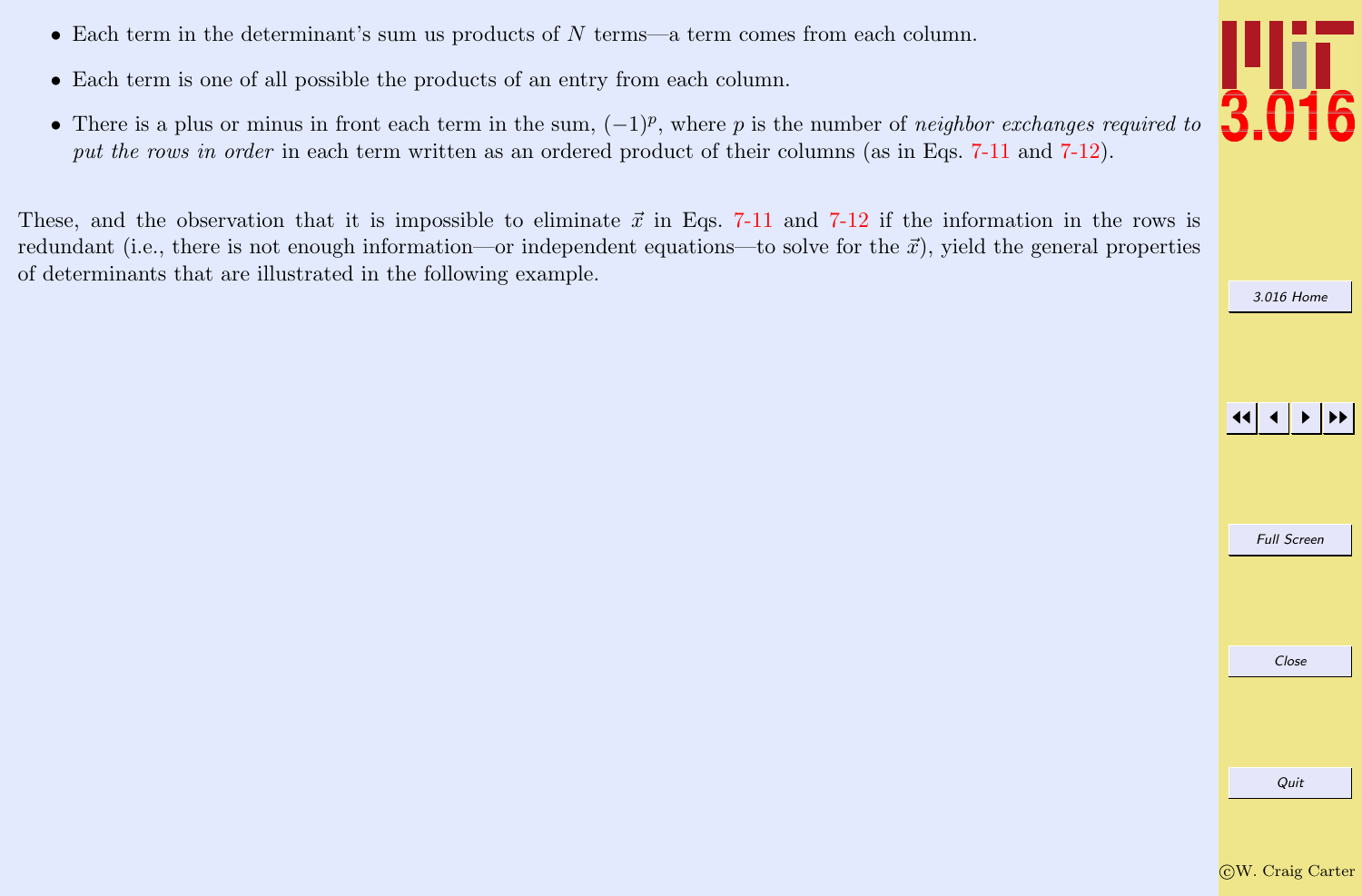- Each term in the determinant's sum us products of $N$ terms—a term comes from each column.
- Each term is one of all possible the products of an entry from each column.
- There is a plus or minus in front each term in the sum, $(-1)^p$, where $p$ is the number of *neighbor exchanges required to put the rows in order* in each term written as an ordered product of their columns (as in Eqs. 7-11 and 7-12).

These, and the observation that it is impossible to eliminate $\vec{x}$ in Eqs. 7-11 and 7-12 if the information in the rows is redundant (i.e., there is not enough information—or independent equations—to solve for the $\vec{x}$), yield the general properties of determinants that are illustrated in the following example.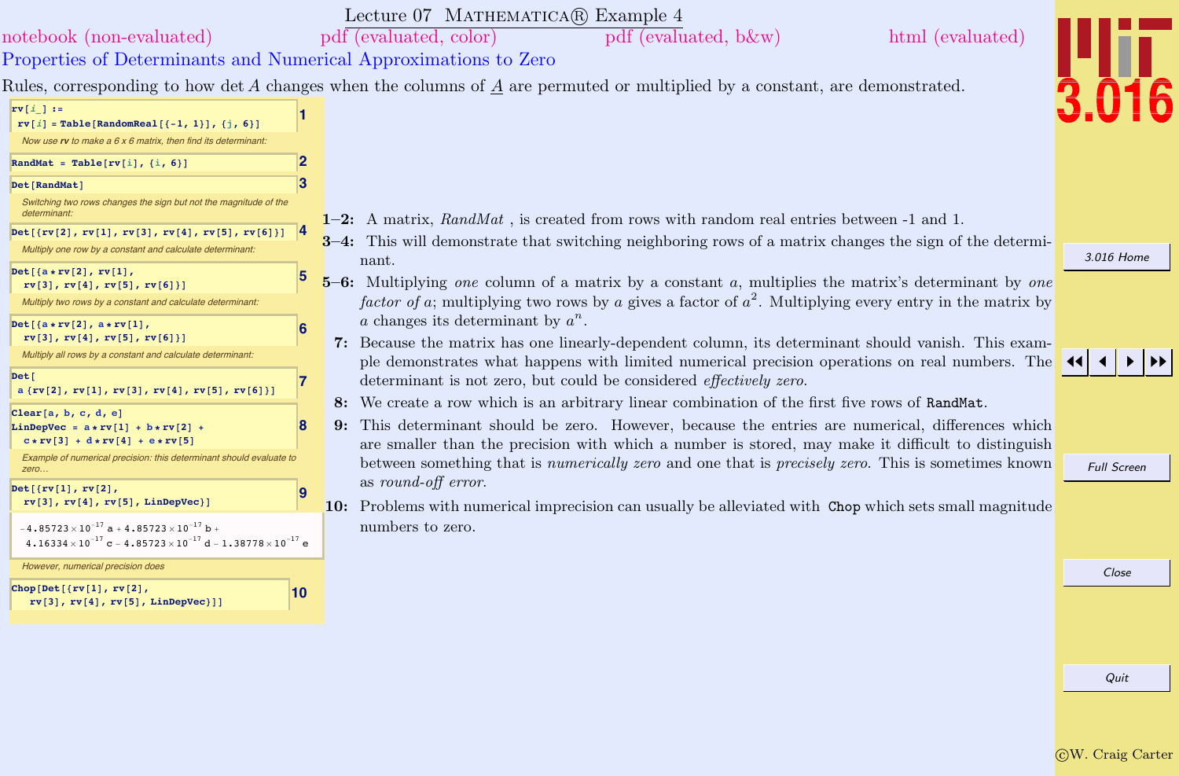# Lecture 07 Mathematica® Example 4

notebook (non-evaluated) pdf (evaluated, color) pdf (evaluated, b&w) html (evaluated)

## Properties of Determinants and Numerical Approximations to Zero

Rules, corresponding to how det $A$ changes when the columns of $\underline{A}$ are permuted or multiplied by a constant, are demonstrated.

```
rv[i_] :=
 rv[i] = Table[RandomReal[{-1, 1}], {j, 6}]
```
*Now use **rv** to make a 6 x 6 matrix, then find its determinant:*

```
RandMat = Table[rv[i], {i, 6}]
```

```
Det[RandMat]
```
*Switching two rows changes the sign but not the magnitude of the determinant:*

```
Det[{rv[2], rv[1], rv[3], rv[4], rv[5], rv[6]}]
```
*Multiply one row by a constant and calculate determinant:*

```
Det[{a * rv[2], rv[1],
  rv[3], rv[4], rv[5], rv[6]}]
```
*Multiply two rows by a constant and calculate determinant:*

```
Det[{a * rv[2], a * rv[1],
  rv[3], rv[4], rv[5], rv[6]}]
```
*Multiply all rows by a constant and calculate determinant:*

```
Det[
 a {rv[2], rv[1], rv[3], rv[4], rv[5], rv[6]}]
```

```
Clear[a, b, c, d, e]
LinDepVec = a * rv[1] + b * rv[2] +
  c * rv[3] + d * rv[4] + e * rv[5]
```
*Example of numerical precision: this determinant should evaluate to zero...*

```
Det[{rv[1], rv[2],
  rv[3], rv[4], rv[5], LinDepVec}]
```

$-4.85723\times10^{-17}\,a + 4.85723\times10^{-17}\,b + 4.16334\times10^{-17}\,c - 4.85723\times10^{-17}\,d - 1.38778\times10^{-17}\,e$

*However, numerical precision does*

```
Chop[Det[{rv[1], rv[2],
  rv[3], rv[4], rv[5], LinDepVec}]]
```

**1–2:** A matrix, *RandMat*, is created from rows with random real entries between -1 and 1.

**3–4:** This will demonstrate that switching neighboring rows of a matrix changes the sign of the determinant.

**5–6:** Multiplying *one* column of a matrix by a constant $a$, multiplies the matrix's determinant by *one factor of* $a$; multiplying two rows by $a$ gives a factor of $a^2$. Multiplying every entry in the matrix by $a$ changes its determinant by $a^n$.

**7:** Because the matrix has one linearly-dependent column, its determinant should vanish. This example demonstrates what happens with limited numerical precision operations on real numbers. The determinant is not zero, but could be considered *effectively zero*.

**8:** We create a row which is an arbitrary linear combination of the first five rows of `RandMat`.

**9:** This determinant should be zero. However, because the entries are numerical, differences which are smaller than the precision with which a number is stored, may make it difficult to distinguish between something that is *numerically zero* and one that is *precisely zero*. This is sometimes known as *round-off error*.

**10:** Problems with numerical imprecision can usually be alleviated with `Chop` which sets small magnitude numbers to zero.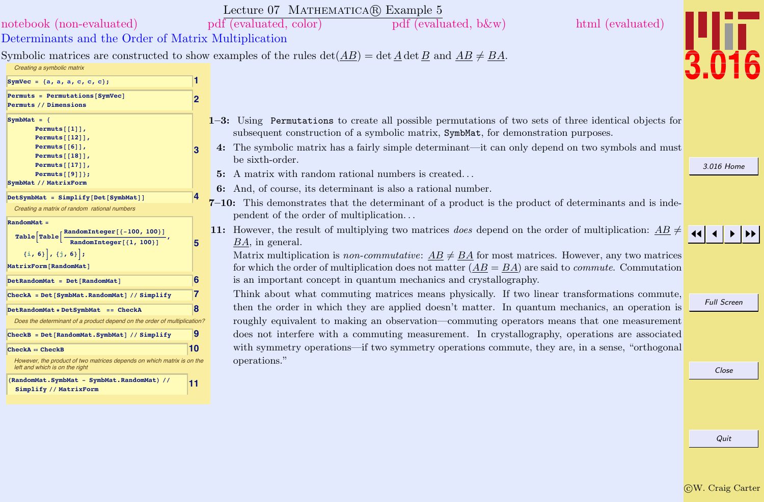# Lecture 07 Mathematica® Example 5

notebook (non-evaluated) pdf (evaluated, color) pdf (evaluated, b&w) html (evaluated)

## Determinants and the Order of Matrix Multiplication

Symbolic matrices are constructed to show examples of the rules $\det(\underline{AB}) = \det \underline{A} \det \underline{B}$ and $\underline{AB} \neq \underline{BA}$.

*Creating a symbolic matrix*

```
SymVec = {a, a, a, c, c, c};
```
(1)

```
Permuts = Permutations[SymVec]
Permuts // Dimensions
```
(2)

```
SymbMat = {
      Permuts[[1]],
      Permuts[[12]],
      Permuts[[6]],
      Permuts[[18]],
      Permuts[[17]],
      Permuts[[9]]};
SymbMat // MatrixForm
```
(3)

```
DetSymbMat = Simplify[Det[SymbMat]]
```
(4)

*Creating a matrix of random rational numbers*

```
RandomMat =
  Table[Table[RandomInteger[{-100, 100}] / RandomInteger[{1, 100}],
    {i, 6}], {j, 6}];
MatrixForm[RandomMat]
```
(5)

```
DetRandomMat = Det[RandomMat]
```
(6)

```
CheckA = Det[SymbMat.RandomMat] // Simplify
```
(7)

```
DetRandomMat * DetSymbMat == CheckA
```
(8)

*Does the determinant of a product depend on the order of multiplication?*

```
CheckB = Det[RandomMat.SymbMat] // Simplify
```
(9)

```
CheckA == CheckB
```
(10)

*However, the product of two matrices depends on which matrix is on the left and which is on the right*

```
(RandomMat.SymbMat - SymbMat.RandomMat) //
  Simplify // MatrixForm
```
(11)

**1–3:** Using `Permutations` to create all possible permutations of two sets of three identical objects for subsequent construction of a symbolic matrix, `SymbMat`, for demonstration purposes.

**4:** The symbolic matrix has a fairly simple determinant—it can only depend on two symbols and must be sixth-order.

**5:** A matrix with random rational numbers is created. . .

**6:** And, of course, its determinant is also a rational number.

**7–10:** This demonstrates that the determinant of a product is the product of determinants and is independent of the order of multiplication. . .

**11:** However, the result of multiplying two matrices *does* depend on the order of multiplication: $\underline{AB} \neq \underline{BA}$, in general.

Matrix multiplication is *non-commutative*: $\underline{AB} \neq \underline{BA}$ for most matrices. However, any two matrices for which the order of multiplication does not matter ($\underline{AB} = \underline{BA}$) are said to *commute*. Commutation is an important concept in quantum mechanics and crystallography.

Think about what commuting matrices means physically. If two linear transformations commute, then the order in which they are applied doesn't matter. In quantum mechanics, an operation is roughly equivalent to making an observation—commuting operators means that one measurement does not interfere with a commuting measurement. In crystallography, operations are associated with symmetry operations—if two symmetry operations commute, they are, in a sense, "orthogonal operations."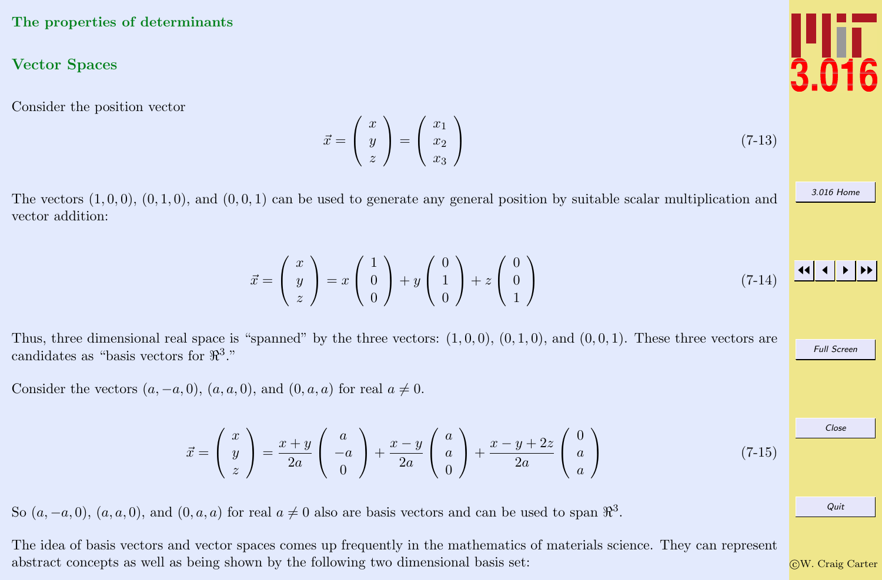## The properties of determinants

### Vector Spaces

Consider the position vector

$$\vec{x} = \begin{pmatrix} x \\ y \\ z \end{pmatrix} = \begin{pmatrix} x_1 \\ x_2 \\ x_3 \end{pmatrix} \tag{7-13}$$

The vectors $(1, 0, 0)$, $(0, 1, 0)$, and $(0, 0, 1)$ can be used to generate any general position by suitable scalar multiplication and vector addition:

$$\vec{x} = \begin{pmatrix} x \\ y \\ z \end{pmatrix} = x \begin{pmatrix} 1 \\ 0 \\ 0 \end{pmatrix} + y \begin{pmatrix} 0 \\ 1 \\ 0 \end{pmatrix} + z \begin{pmatrix} 0 \\ 0 \\ 1 \end{pmatrix} \tag{7-14}$$

Thus, three dimensional real space is "spanned" by the three vectors: $(1, 0, 0)$, $(0, 1, 0)$, and $(0, 0, 1)$. These three vectors are candidates as "basis vectors for $\Re^3$."

Consider the vectors $(a, -a, 0)$, $(a, a, 0)$, and $(0, a, a)$ for real $a \neq 0$.

$$\vec{x} = \begin{pmatrix} x \\ y \\ z \end{pmatrix} = \frac{x+y}{2a} \begin{pmatrix} a \\ -a \\ 0 \end{pmatrix} + \frac{x-y}{2a} \begin{pmatrix} a \\ a \\ 0 \end{pmatrix} + \frac{x-y+2z}{2a} \begin{pmatrix} 0 \\ a \\ a \end{pmatrix} \tag{7-15}$$

So $(a, -a, 0)$, $(a, a, 0)$, and $(0, a, a)$ for real $a \neq 0$ also are basis vectors and can be used to span $\Re^3$.

The idea of basis vectors and vector spaces comes up frequently in the mathematics of materials science. They can represent abstract concepts as well as being shown by the following two dimensional basis set: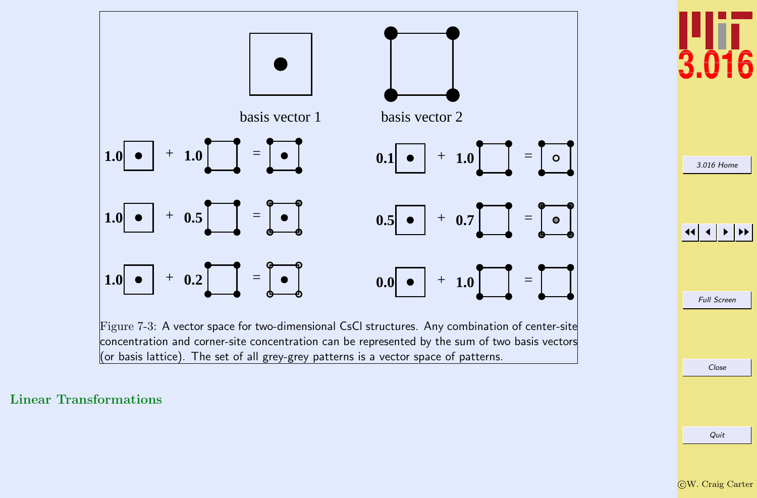Figure 7-3: A vector space for two-dimensional CsCl structures. Any combination of center-site concentration and corner-site concentration can be represented by the sum of two basis vectors (or basis lattice). The set of all grey-grey patterns is a vector space of patterns.

## Linear Transformations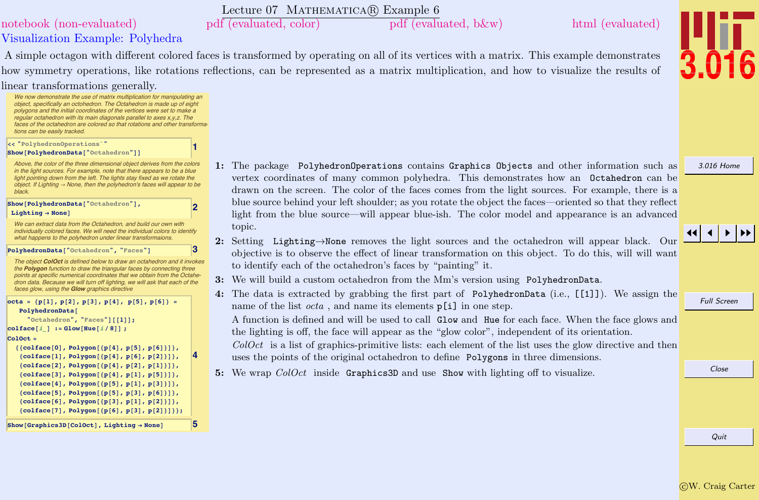# Lecture 07 MATHEMATICA® Example 6

notebook (non-evaluated) pdf (evaluated, color) pdf (evaluated, b&w) html (evaluated)

## Visualization Example: Polyhedra

A simple octagon with different colored faces is transformed by operating on all of its vertices with a matrix. This example demonstrates how symmetry operations, like rotations reflections, can be represented as a matrix multiplication, and how to visualize the results of linear transformations generally.

*We now demonstrate the use of matrix multiplication for manipulating an object, specifically an octohedron. The Octahedron is made up of eight polygons and the initial coordinates of the vertices were set to make a regular octahedron with its main diagonals parallel to axes x,y,z. The faces of the octahedron are colored so that rotations and other transformations can be easily tracked.*

```
<< "PolyhedronOperations`"
Show[PolyhedronData["Octahedron"]]
```
(1)

*Above, the color of the three dimensional object derives from the colors in the light sources. For example, note that there appears to be a blue light pointing down from the left. The lights stay fixed as we rotate the object. If Lighting → None, then the polyhedron's faces will appear to be black.*

```
Show[PolyhedronData["Octahedron"],
 Lighting → None]
```
(2)

*We can extract data from the Octahedron, and build our own with individually colored faces. We will need the individual colors to identify what happens to the polyhedron under linear transformaions.*

```
PolyhedronData["Octahedron", "Faces"]
```
(3)

*The object **ColOct** is defined below to draw an octahedron and it invokes the **Polygon** function to draw the triangular faces by connecting three points at specific numerical coordinates that we obtain from the Octahedron data. Because we will turn off lighting, we will ask that each of the faces glow, using the **Glow** graphics directive*

```
octa = {p[1], p[2], p[3], p[4], p[5], p[6]} =
   PolyhedronData[
    "Octahedron", "Faces"][[1]];
colface[i_] := Glow[Hue[i / 8]] ;
ColOct =
  {{colface[0], Polygon[{p[4], p[5], p[6]}]},
   {colface[1], Polygon[{p[4], p[6], p[2]}]},
   {colface[2], Polygon[{p[4], p[2], p[1]}]},
   {colface[3], Polygon[{p[4], p[1], p[5]}]},
   {colface[4], Polygon[{p[5], p[1], p[3]}]},
   {colface[5], Polygon[{p[5], p[3], p[6]}]},
   {colface[6], Polygon[{p[3], p[1], p[2]}]},
   {colface[7], Polygon[{p[6], p[3], p[2]}]}};
```
(4)

```
Show[Graphics3D[ColOct], Lighting → None]
```
(5)

1: The package `PolyhedronOperations` contains `Graphics Objects` and other information such as vertex coordinates of many common polyhedra. This demonstrates how an `Octahedron` can be drawn on the screen. The color of the faces comes from the light sources. For example, there is a blue source behind your left shoulder; as you rotate the object the faces—oriented so that they reflect light from the blue source—will appear blue-ish. The color model and appearance is an advanced topic.

2: Setting `Lighting→None` removes the light sources and the octahedron will appear black. Our objective is to observe the effect of linear transformation on this object. To do this, will will want to identify each of the octahedron's faces by "painting" it.

3: We will build a custom octahedron from the Mm's version using `PolyhedronData`.

4: The data is extracted by grabbing the first part of `PolyhedronData` (i.e., `[[1]]`). We assign the name of the list *octa* , and name its elements `p[i]` in one step.

A function is defined and will be used to call `Glow` and `Hue` for each face. When the face glows and the lighting is off, the face will appear as the "glow color", independent of its orientation.

*ColOct* is a list of graphics-primitive lists: each element of the list uses the glow directive and then uses the points of the original octahedron to define `Polygons` in three dimensions.

5: We wrap *ColOct* inside `Graphics3D` and use `Show` with lighting off to visualize.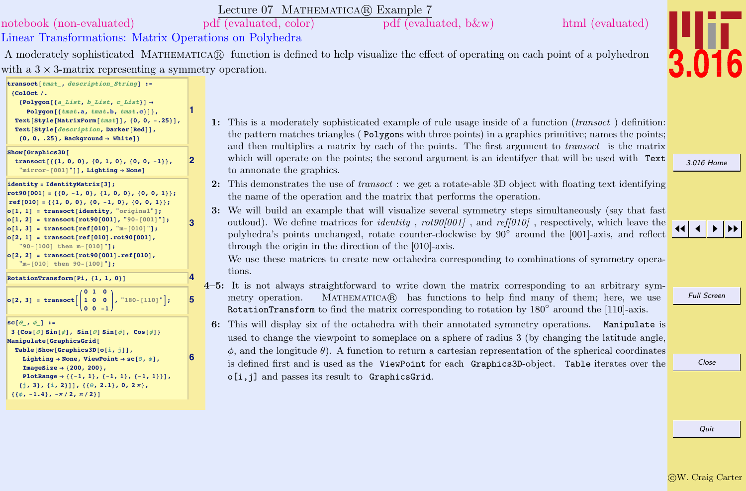# Lecture 07 Mathematica® Example 7

notebook (non-evaluated) pdf (evaluated, color) pdf (evaluated, b&w) html (evaluated)

## Linear Transformations: Matrix Operations on Polyhedra

A moderately sophisticated Mathematica® function is defined to help visualize the effect of operating on each point of a polyhedron with a $3 \times 3$-matrix representing a symmetry operation.

```
transoct[tmat_, description_String] :=
 {ColOct /.
   {Polygon[{a_List, b_List, c_List}] →
     Polygon[{tmat.a, tmat.b, tmat.c}]},
  Text[Style[MatrixForm[tmat]], {0, 0, -.25}],
  Text[Style[description, Darker[Red]],
   {0, 0, .25}, Background → White]}
```
1

```
Show[Graphics3D[
  transoct[{{1, 0, 0}, {0, 1, 0}, {0, 0, -1}},
   "mirror-[001]"]], Lighting → None]
```
2

```
identity = IdentityMatrix[3];
rot90[001] = {{0, -1, 0}, {1, 0, 0}, {0, 0, 1}};
ref[010] = {{1, 0, 0}, {0, -1, 0}, {0, 0, 1}};
o[1, 1] = transoct[identity, "original"];
o[1, 2] = transoct[rot90[001], "90-[001]"];
o[1, 3] = transoct[ref[010], "m-[010]"];
o[2, 1] = transoct[ref[010].rot90[001],
   "90-[100] then m-[010]"];
o[2, 2] = transoct[rot90[001].ref[010],
   "m-[010] then 90-[100]"];
```
3

```
RotationTransform[Pi, {1, 1, 0}]
```
4

```
o[2, 3] = transoct[(0 1 0
                    1 0 0
                    0 0 -1), "180-[110]"];
```
5

```
sc[θ_, ϕ_] :=
 3 {Cos[θ] Sin[ϕ], Sin[θ] Sin[ϕ], Cos[ϕ]}
Manipulate[GraphicsGrid[
  Table[Show[Graphics3D[o[i, j]],
    Lighting → None, ViewPoint → sc[θ, ϕ],
    ImageSize → {200, 200},
    PlotRange → {{-1, 1}, {-1, 1}, {-1, 1}}],
   {j, 3}, {i, 2}]], {{θ, 2.1}, 0, 2 π},
 {{ϕ, -1.4}, -π / 2, π / 2}]
```
6

**1:** This is a moderately sophisticated example of rule usage inside of a function (*transoct* ) definition: the pattern matches triangles ( `Polygon`s with three points) in a graphics primitive; names the points; and then multiplies a matrix by each of the points. The first argument to *transoct* is the matrix which will operate on the points; the second argument is an identifyer that will be used with `Text` to annotate the graphics.

**2:** This demonstrates the use of *transoct* : we get a rotate-able 3D object with floating text identifying the name of the operation and the matrix that performs the operation.

**3:** We will build an example that will visualize several symmetry steps simultaneously (say that fast outloud). We define matrices for *identity* , *rot90[001]* , and *ref[010]* , respectively, which leave the polyhedra's points unchanged, rotate counter-clockwise by 90° around the [001]-axis, and reflect through the origin in the direction of the [010]-axis.
We use these matrices to create new octahedra corresponding to combinations of symmetry operations.

**4–5:** It is not always straightforward to write down the matrix corresponding to an arbitrary symmetry operation. Mathematica® has functions to help find many of them; here, we use `RotationTransform` to find the matrix corresponding to rotation by 180° around the [110]-axis.

**6:** This will display six of the octahedra with their annotated symmetry operations. `Manipulate` is used to change the viewpoint to someplace on a sphere of radius 3 (by changing the latitude angle, $\phi$, and the longitude $\theta$). A function to return a cartesian representation of the spherical coordinates is defined first and is used as the `ViewPoint` for each `Graphics3D`-object. `Table` iterates over the `o[i,j]` and passes its result to `GraphicsGrid`.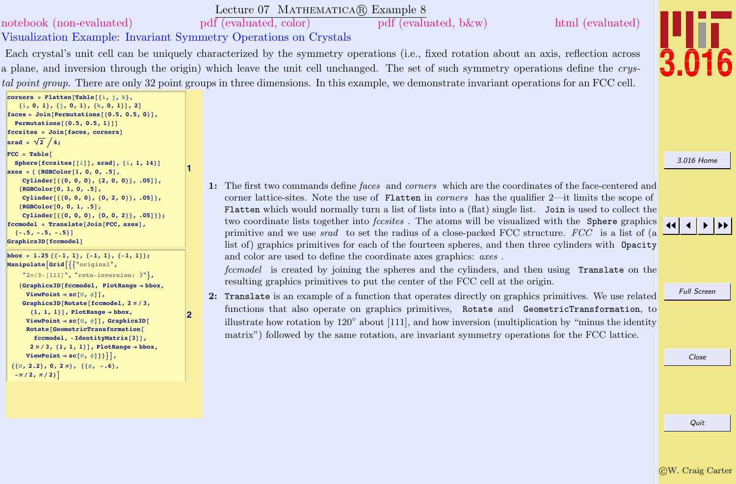# Lecture 07 MATHEMATICA® Example 8

notebook (non-evaluated) pdf (evaluated, color) pdf (evaluated, b&w) html (evaluated)

## Visualization Example: Invariant Symmetry Operations on Crystals

Each crystal's unit cell can be uniquely characterized by the symmetry operations (i.e., fixed rotation about an axis, reflection across a plane, and inversion through the origin) which leave the unit cell unchanged. The set of such symmetry operations define the *crystal point group*. There are only 32 point groups in three dimensions. In this example, we demonstrate invariant operations for an FCC cell.

```
corners = Flatten[Table[{i, j, k},
   {i, 0, 1}, {j, 0, 1}, {k, 0, 1}], 2]
faces = Join[Permutations[{0.5, 0.5, 0}],
  Permutations[{0.5, 0.5, 1}]]
fccsites = Join[faces, corners]
srad = √2 / 4;
FCC = Table[
  Sphere[fccsites[[i]], srad], {i, 1, 14}]
axes = { {RGBColor[1, 0, 0, .5],
    Cylinder[{{0, 0, 0}, {2, 0, 0}}, .05]},
   {RGBColor[0, 1, 0, .5],
    Cylinder[{{0, 0, 0}, {0, 2, 0}}, .05]},
   {RGBColor[0, 0, 1, .5],
    Cylinder[{{0, 0, 0}, {0, 0, 2}}, .05]}};
fccmodel = Translate[Join[FCC, axes],
  {-.5, -.5, -.5}]
Graphics3D[fccmodel]
```
**1**

```
bbox = 1.25 {{-1, 1}, {-1, 1}, {-1, 1}};
Manipulate[Grid[{{"original",
    "2π/3-[111]", "roto-inversion: 3̄"},
   {Graphics3D[fccmodel, PlotRange → bbox,
     ViewPoint → sc[θ, ϕ]],
    Graphics3D[Rotate[fccmodel, 2 π / 3,
      {1, 1, 1}], PlotRange → bbox,
     ViewPoint → sc[θ, ϕ]], Graphics3D[
     Rotate[GeometricTransformation[
       fccmodel, -IdentityMatrix[3]],
      2 π / 3, {1, 1, 1}], PlotRange → bbox,
     ViewPoint → sc[θ, ϕ]]}}],
 {{θ, 2.2}, 0, 2 π}, {{ϕ, -.6},
  -π / 2, π / 2}]
```
**2**

**1:** The first two commands define *faces* and *corners* which are the coordinates of the face-centered and corner lattice-sites. Note the use of `Flatten` in *corners* has the qualifier 2—it limits the scope of `Flatten` which would normally turn a list of lists into a (flat) single list. `Join` is used to collect the two coordinate lists together into *fccsites*. The atoms will be visualized with the `Sphere` graphics primitive and we use *srad* to set the radius of a close-packed FCC structure. *FCC* is a list of (a list of) graphics primitives for each of the fourteen spheres, and then three cylinders with `Opacity` and color are used to define the coordinate axes graphics: *axes*.

*fccmodel* is created by joining the spheres and the cylinders, and then using `Translate` on the resulting graphics primitives to put the center of the FCC cell at the origin.

**2:** `Translate` is an example of a function that operates directly on graphics primitives. We use related functions that also operate on graphics primitives, `Rotate` and `GeometricTransformation`, to illustrate how rotation by 120° about [111], and how inversion (multiplication by "minus the identity matrix") followed by the same rotation, are invariant symmetry operations for the FCC lattice.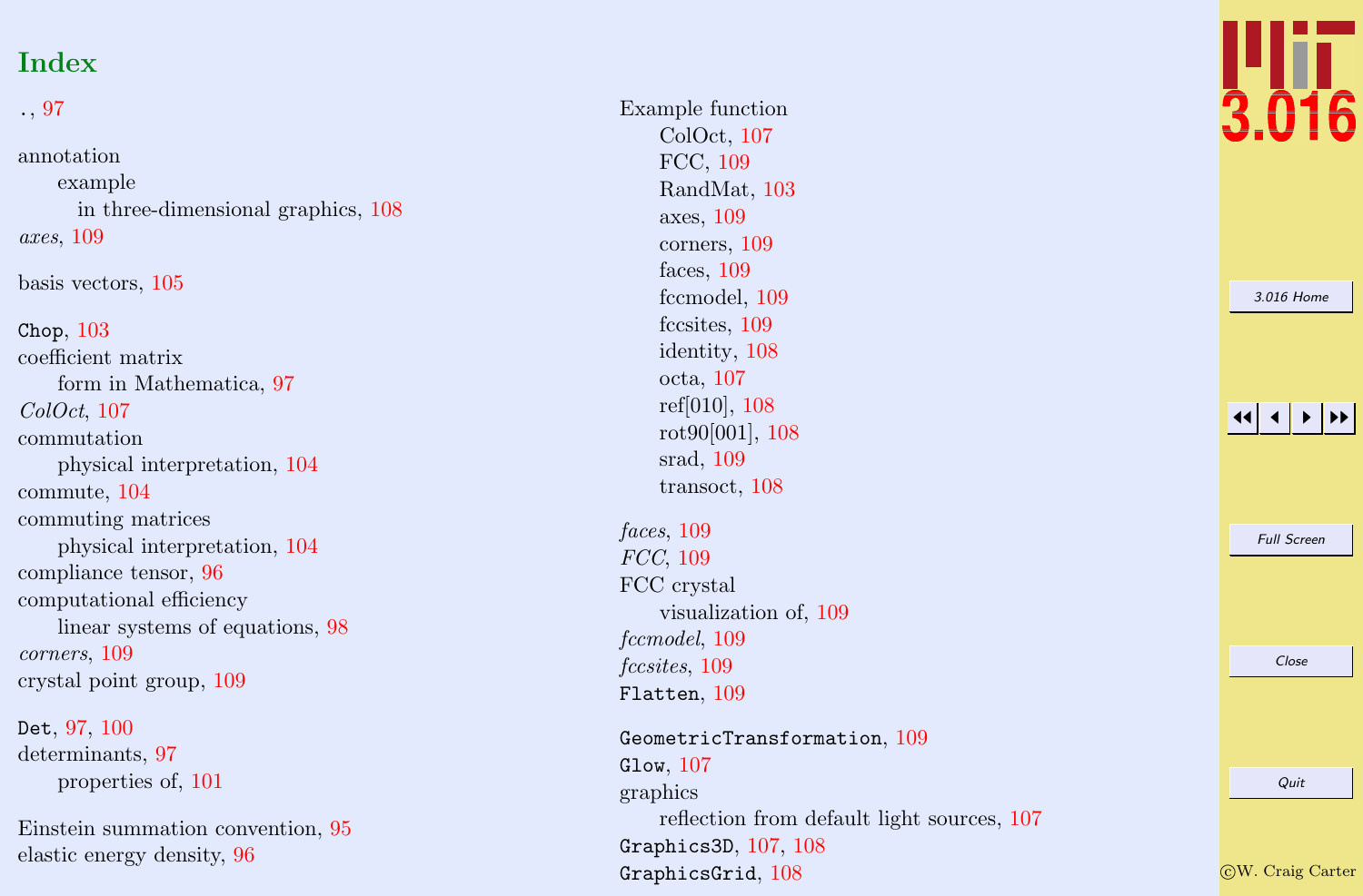## Index

., 97

annotation
  example
    in three-dimensional graphics, 108

*axes*, 109

basis vectors, 105

`Chop`, 103

coefficient matrix
  form in Mathematica, 97

*ColOct*, 107

commutation
  physical interpretation, 104

commute, 104

commuting matrices
  physical interpretation, 104

compliance tensor, 96

computational efficiency
  linear systems of equations, 98

*corners*, 109

crystal point group, 109

`Det`, 97, 100

determinants, 97
  properties of, 101

Einstein summation convention, 95

elastic energy density, 96

Example function
  ColOct, 107
  FCC, 109
  RandMat, 103
  axes, 109
  corners, 109
  faces, 109
  fccmodel, 109
  fccsites, 109
  identity, 108
  octa, 107
  ref[010], 108
  rot90[001], 108
  srad, 109
  transoct, 108

*faces*, 109

*FCC*, 109

FCC crystal
  visualization of, 109

*fccmodel*, 109

*fccsites*, 109

`Flatten`, 109

`GeometricTransformation`, 109

`Glow`, 107

graphics
  reflection from default light sources, 107

`Graphics3D`, 107, 108

`GraphicsGrid`, 108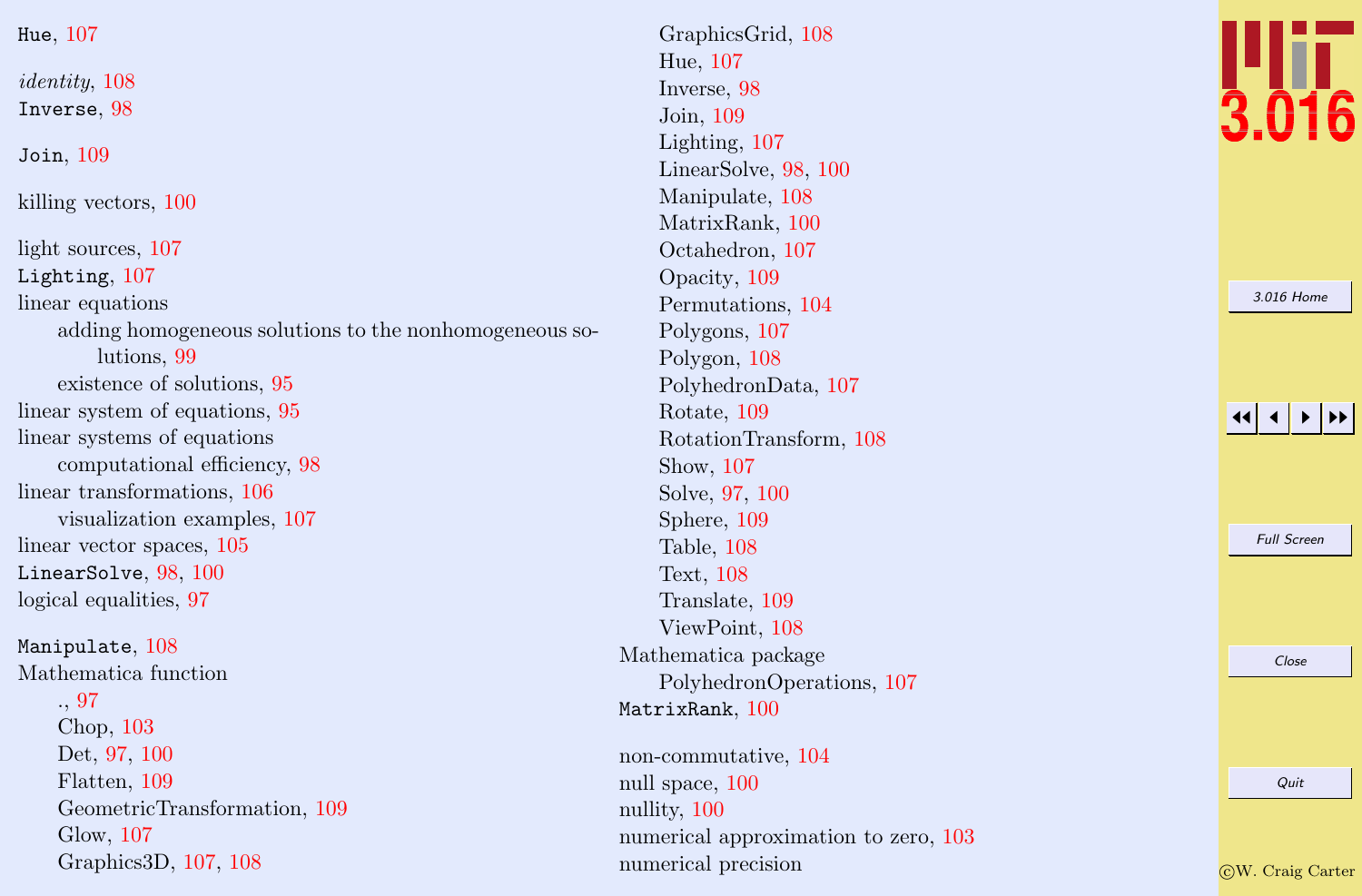`Hue`, 107

*identity*, 108
`Inverse`, 98

`Join`, 109

killing vectors, 100

light sources, 107
`Lighting`, 107
linear equations
- adding homogeneous solutions to the nonhomogeneous solutions, 99
- existence of solutions, 95

linear system of equations, 95
linear systems of equations
- computational efficiency, 98

linear transformations, 106
- visualization examples, 107

linear vector spaces, 105
`LinearSolve`, 98, 100
logical equalities, 97

`Manipulate`, 108
Mathematica function
- ., 97
- Chop, 103
- Det, 97, 100
- Flatten, 109
- GeometricTransformation, 109
- Glow, 107
- Graphics3D, 107, 108
- GraphicsGrid, 108
- Hue, 107
- Inverse, 98
- Join, 109
- Lighting, 107
- LinearSolve, 98, 100
- Manipulate, 108
- MatrixRank, 100
- Octahedron, 107
- Opacity, 109
- Permutations, 104
- Polygons, 107
- Polygon, 108
- PolyhedronData, 107
- Rotate, 109
- RotationTransform, 108
- Show, 107
- Solve, 97, 100
- Sphere, 109
- Table, 108
- Text, 108
- Translate, 109
- ViewPoint, 108

Mathematica package
- PolyhedronOperations, 107

`MatrixRank`, 100

non-commutative, 104
null space, 100
nullity, 100
numerical approximation to zero, 103
numerical precision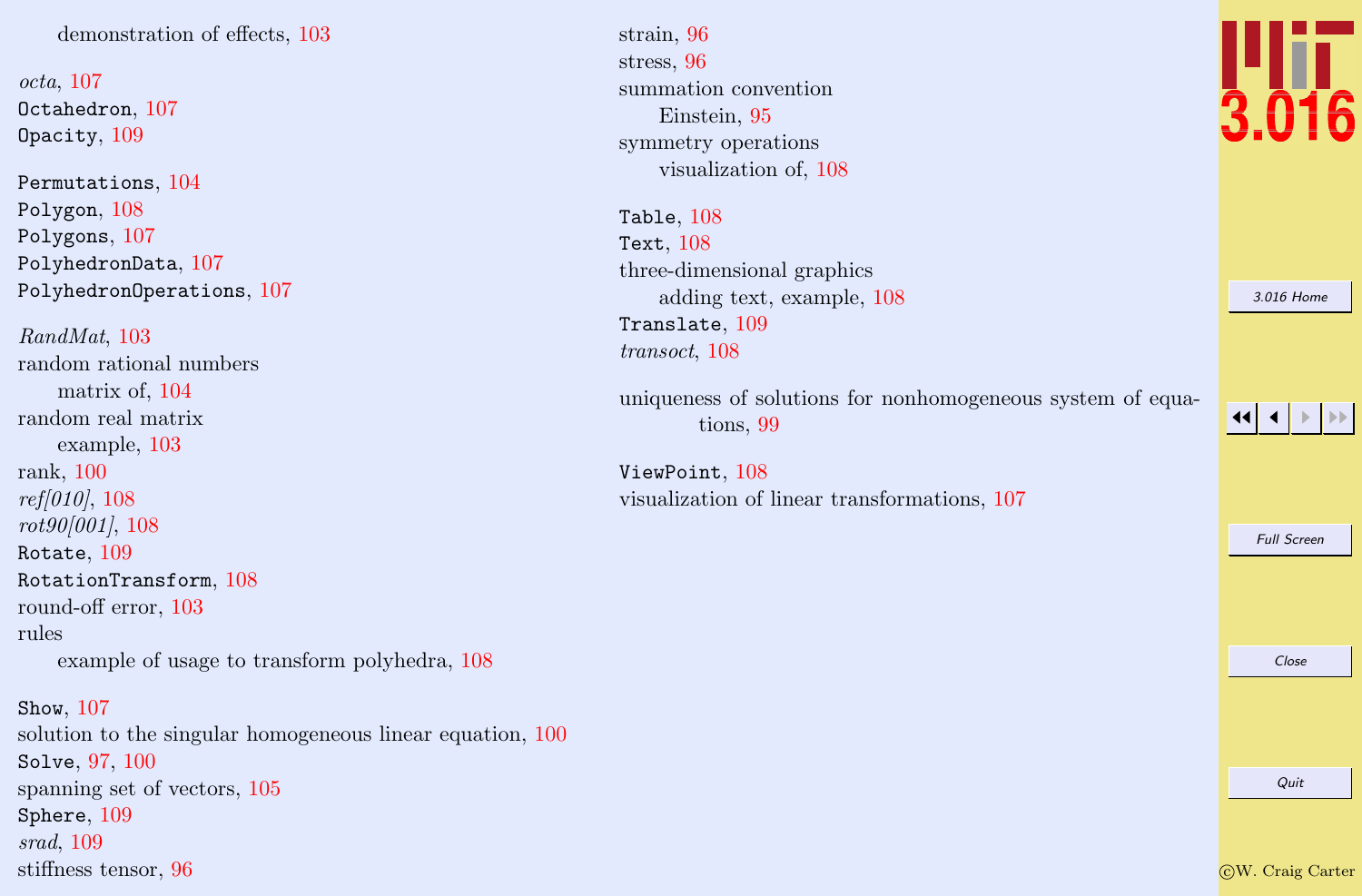demonstration of effects, 103

*octa*, 107
`Octahedron`, 107
`Opacity`, 109

`Permutations`, 104
`Polygon`, 108
`Polygons`, 107
`PolyhedronData`, 107
`PolyhedronOperations`, 107

*RandMat*, 103
random rational numbers
  matrix of, 104
random real matrix
  example, 103
rank, 100
*ref[010]*, 108
*rot90[001]*, 108
`Rotate`, 109
`RotationTransform`, 108
round-off error, 103
rules
  example of usage to transform polyhedra, 108

`Show`, 107
solution to the singular homogeneous linear equation, 100
`Solve`, 97, 100
spanning set of vectors, 105
`Sphere`, 109
*srad*, 109
stiffness tensor, 96
strain, 96
stress, 96
summation convention
  Einstein, 95
symmetry operations
  visualization of, 108

`Table`, 108
`Text`, 108
three-dimensional graphics
  adding text, example, 108
`Translate`, 109
*transoct*, 108

uniqueness of solutions for nonhomogeneous system of equations, 99

`ViewPoint`, 108
visualization of linear transformations, 107